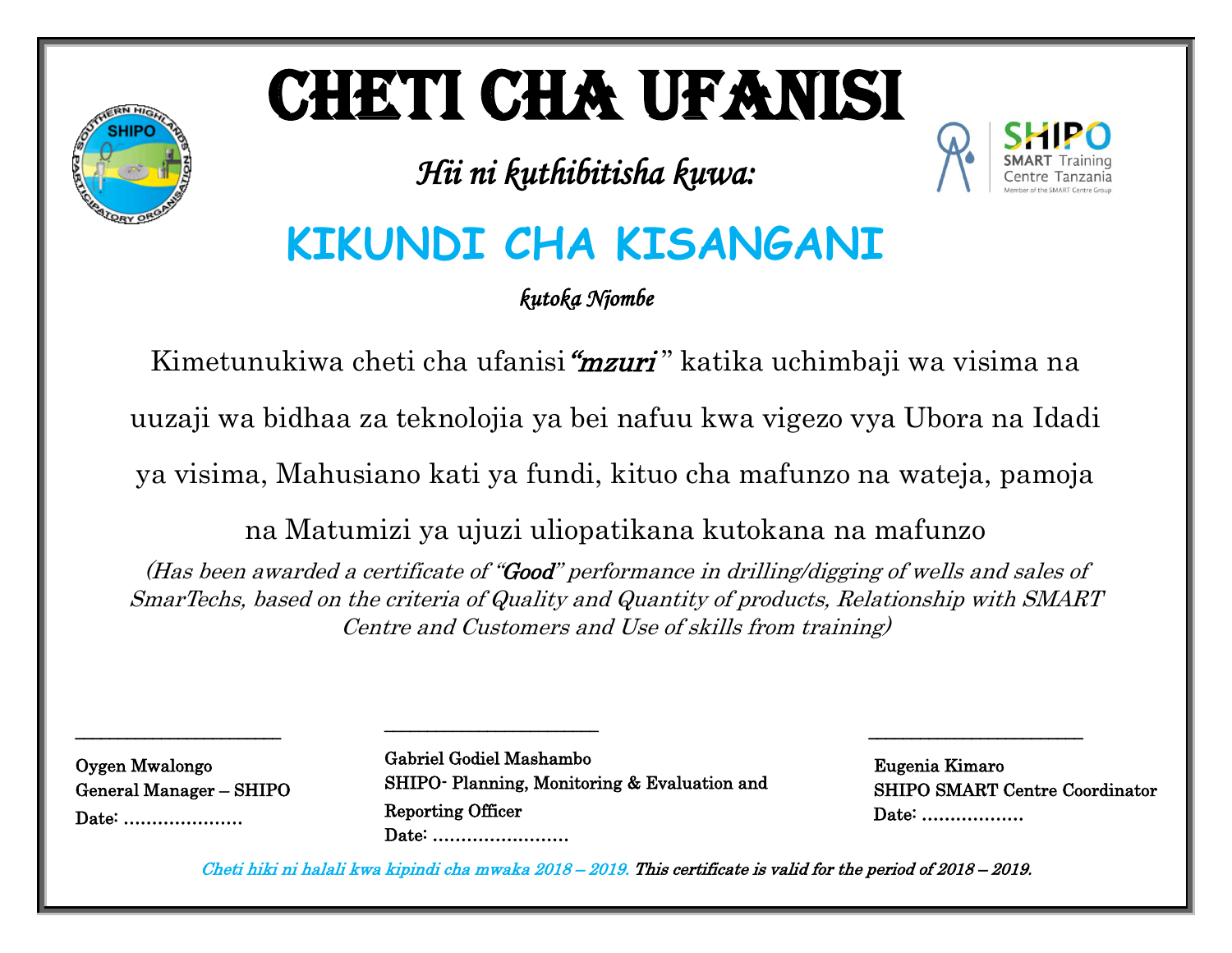# CHETI CHA UFANISI

*Hii ni kuthibitisha kuwa:*

## KIKUNDI CHA KISANGANI

*kutoka Njombe*

Kimetunukiwa cheti cha ufanisi ***"mzuri"*** katika uchimbaji wa visima na uuzaji wa bidhaa za teknolojia ya bei nafuu kwa vigezo vya Ubora na Idadi ya visima, Mahusiano kati ya fundi, kituo cha mafunzo na wateja, pamoja na Matumizi ya ujuzi uliopatikana kutokana na mafunzo

*(Has been awarded a certificate of "**Good**" performance in drilling/digging of wells and sales of SmarTechs, based on the criteria of Quality and Quantity of products, Relationship with SMART Centre and Customers and Use of skills from training)*

______________________

Oygen Mwalongo
General Manager – SHIPO
Date: …………………

______________________

Gabriel Godiel Mashambo
SHIPO- Planning, Monitoring & Evaluation and Reporting Officer
Date: ……………………

______________________

Eugenia Kimaro
SHIPO SMART Centre Coordinator
Date: ………………

*Cheti hiki ni halali kwa kipindi cha mwaka 2018 – 2019.* ***This certificate is valid for the period of 2018 – 2019.***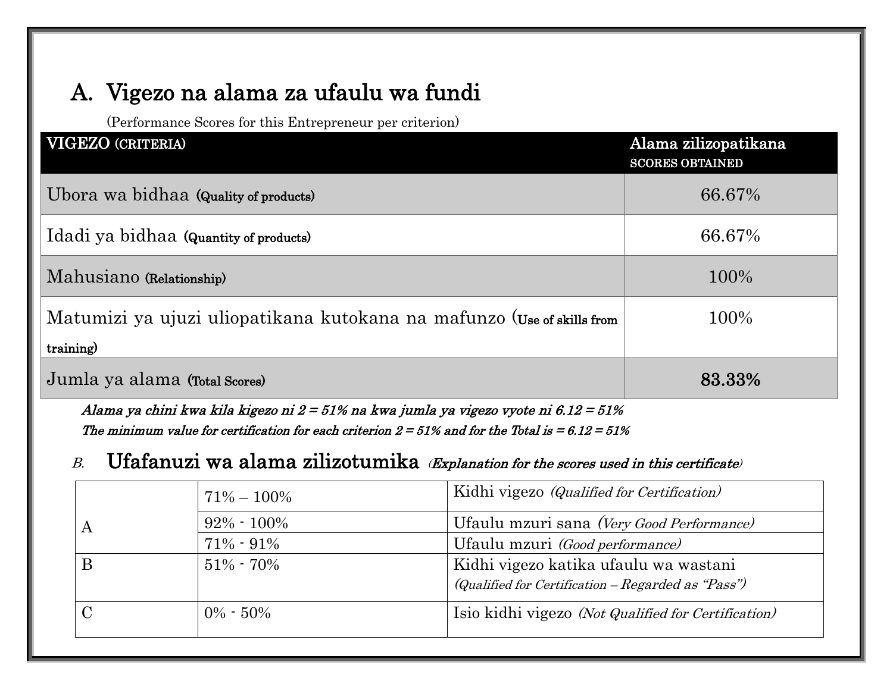## A. Vigezo na alama za ufaulu wa fundi

(Performance Scores for this Entrepreneur per criterion)

| VIGEZO (CRITERIA) | Alama zilizopatikana SCORES OBTAINED |
|---|---|
| Ubora wa bidhaa (Quality of products) | 66.67% |
| Idadi ya bidhaa (Quantity of products) | 66.67% |
| Mahusiano (Relationship) | 100% |
| Matumizi ya ujuzi uliopatikana kutokana na mafunzo (Use of skills from training) | 100% |
| Jumla ya alama (Total Scores) | **83.33%** |

***Alama ya chini kwa kila kigezo ni 2 = 51% na kwa jumla ya vigezo vyote ni 6.12 = 51%***

***The minimum value for certification for each criterion 2 = 51% and for the Total is = 6.12 = 51%***

## *B.* Ufafanuzi wa alama zilizotumika *(Explanation for the scores used in this certificate)*

| | | |
|---|---|---|
| A | 71% – 100% | Kidhi vigezo *(Qualified for Certification)* |
| | 92% - 100% | Ufaulu mzuri sana *(Very Good Performance)* |
| | 71% - 91% | Ufaulu mzuri *(Good performance)* |
| B | 51% - 70% | Kidhi vigezo katika ufaulu wa wastani *(Qualified for Certification – Regarded as "Pass")* |
| C | 0% - 50% | Isio kidhi vigezo *(Not Qualified for Certification)* |